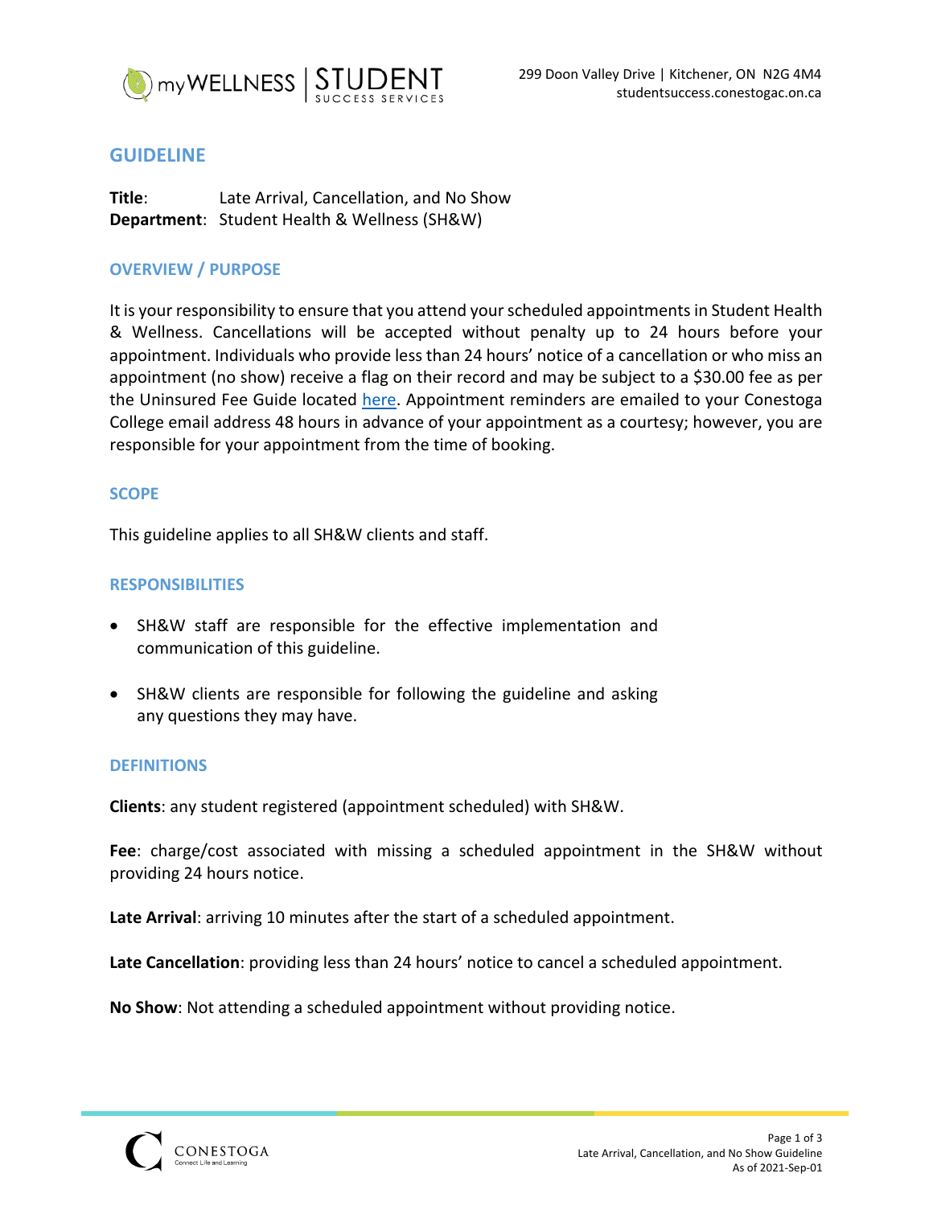299 Doon Valley Drive | Kitchener, ON N2G 4M4
studentsuccess.conestogac.on.ca

# GUIDELINE

**Title**: Late Arrival, Cancellation, and No Show
**Department**: Student Health & Wellness (SH&W)

## OVERVIEW / PURPOSE

It is your responsibility to ensure that you attend your scheduled appointments in Student Health & Wellness. Cancellations will be accepted without penalty up to 24 hours before your appointment. Individuals who provide less than 24 hours' notice of a cancellation or who miss an appointment (no show) receive a flag on their record and may be subject to a $30.00 fee as per the Uninsured Fee Guide located here. Appointment reminders are emailed to your Conestoga College email address 48 hours in advance of your appointment as a courtesy; however, you are responsible for your appointment from the time of booking.

## SCOPE

This guideline applies to all SH&W clients and staff.

## RESPONSIBILITIES

- SH&W staff are responsible for the effective implementation and communication of this guideline.
- SH&W clients are responsible for following the guideline and asking any questions they may have.

## DEFINITIONS

**Clients**: any student registered (appointment scheduled) with SH&W.

**Fee**: charge/cost associated with missing a scheduled appointment in the SH&W without providing 24 hours notice.

**Late Arrival**: arriving 10 minutes after the start of a scheduled appointment.

**Late Cancellation**: providing less than 24 hours' notice to cancel a scheduled appointment.

**No Show**: Not attending a scheduled appointment without providing notice.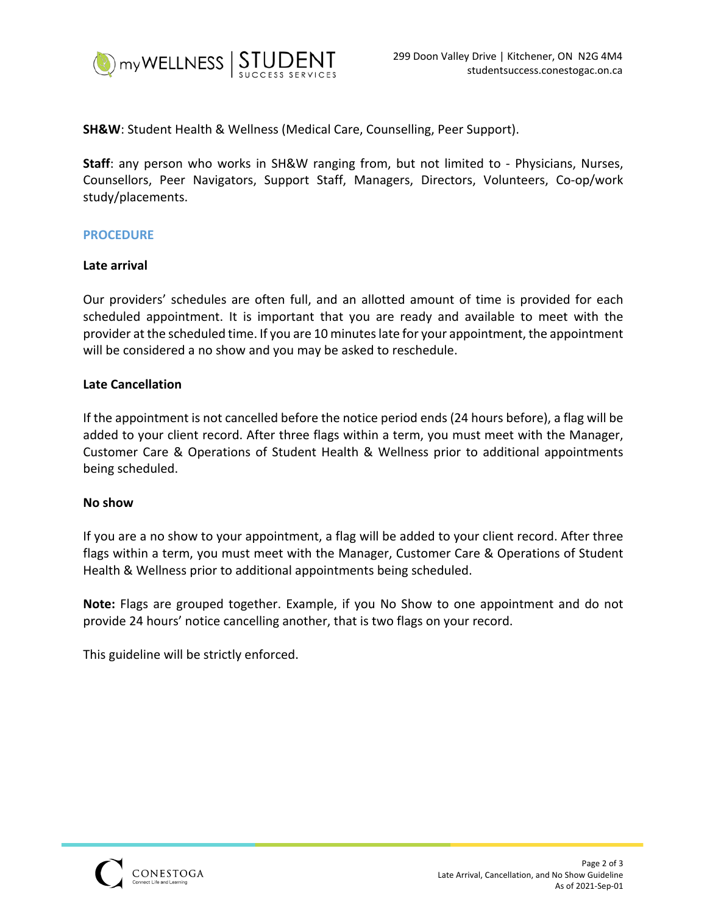**SH&W**: Student Health & Wellness (Medical Care, Counselling, Peer Support).

**Staff**: any person who works in SH&W ranging from, but not limited to - Physicians, Nurses, Counsellors, Peer Navigators, Support Staff, Managers, Directors, Volunteers, Co-op/work study/placements.

## PROCEDURE

### Late arrival

Our providers' schedules are often full, and an allotted amount of time is provided for each scheduled appointment. It is important that you are ready and available to meet with the provider at the scheduled time. If you are 10 minutes late for your appointment, the appointment will be considered a no show and you may be asked to reschedule.

### Late Cancellation

If the appointment is not cancelled before the notice period ends (24 hours before), a flag will be added to your client record. After three flags within a term, you must meet with the Manager, Customer Care & Operations of Student Health & Wellness prior to additional appointments being scheduled.

### No show

If you are a no show to your appointment, a flag will be added to your client record. After three flags within a term, you must meet with the Manager, Customer Care & Operations of Student Health & Wellness prior to additional appointments being scheduled.

**Note:** Flags are grouped together. Example, if you No Show to one appointment and do not provide 24 hours' notice cancelling another, that is two flags on your record.

This guideline will be strictly enforced.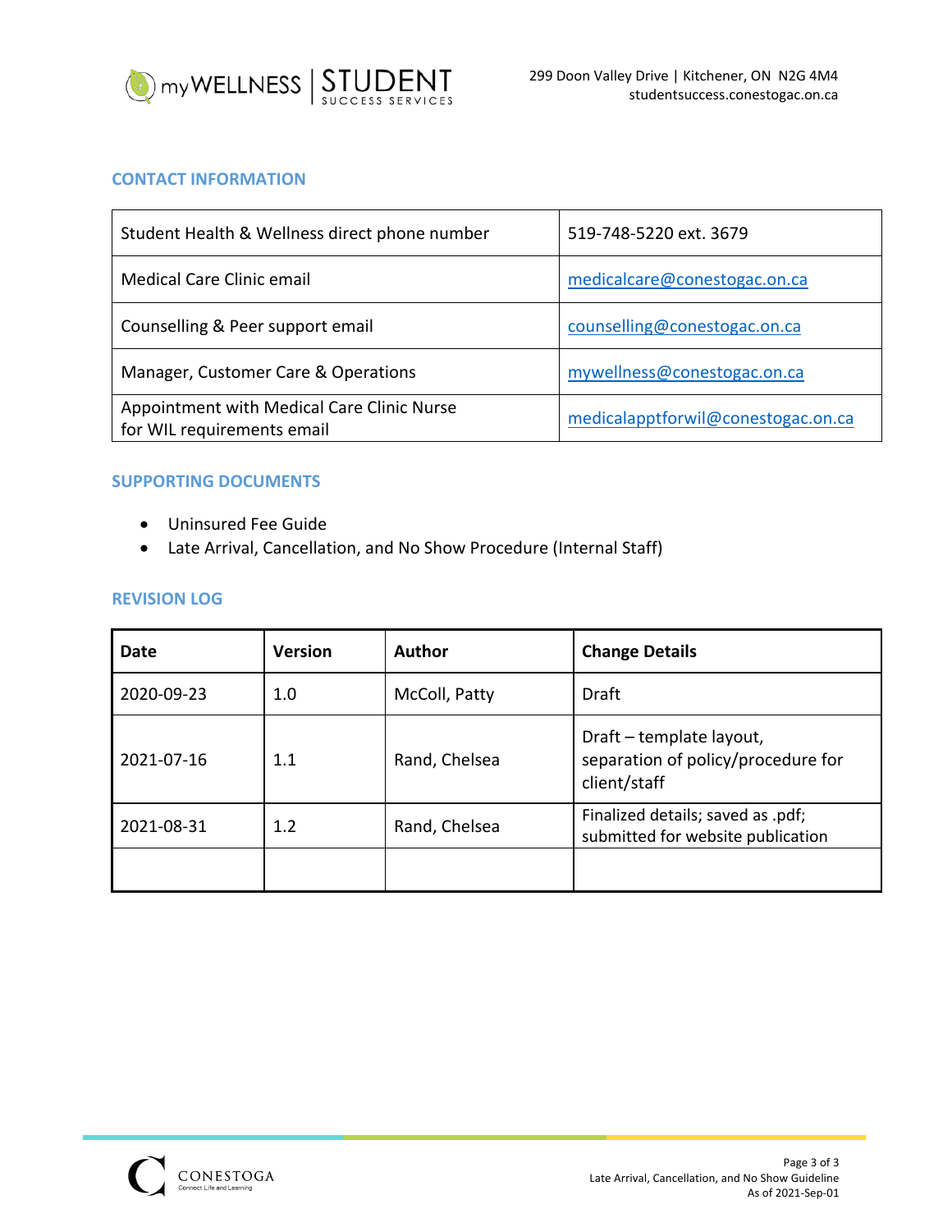## CONTACT INFORMATION

| | |
|---|---|
| Student Health & Wellness direct phone number | 519-748-5220 ext. 3679 |
| Medical Care Clinic email | medicalcare@conestogac.on.ca |
| Counselling & Peer support email | counselling@conestogac.on.ca |
| Manager, Customer Care & Operations | mywellness@conestogac.on.ca |
| Appointment with Medical Care Clinic Nurse for WIL requirements email | medicalapptforwil@conestogac.on.ca |

## SUPPORTING DOCUMENTS

- Uninsured Fee Guide
- Late Arrival, Cancellation, and No Show Procedure (Internal Staff)

## REVISION LOG

| Date | Version | Author | Change Details |
|---|---|---|---|
| 2020-09-23 | 1.0 | McColl, Patty | Draft |
| 2021-07-16 | 1.1 | Rand, Chelsea | Draft – template layout, separation of policy/procedure for client/staff |
| 2021-08-31 | 1.2 | Rand, Chelsea | Finalized details; saved as .pdf; submitted for website publication |
| | | | |